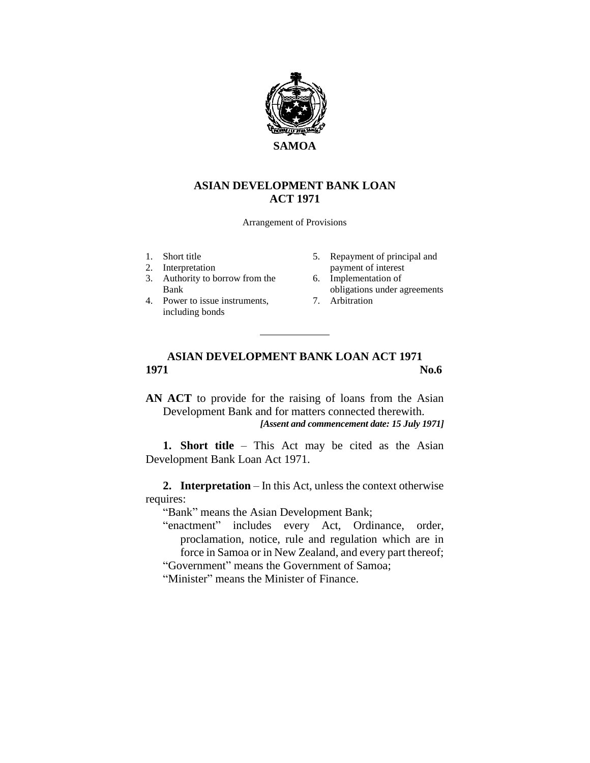# SAMOA

## ASIAN DEVELOPMENT BANK LOAN ACT 1971

Arrangement of Provisions

1. Short title
2. Interpretation
3. Authority to borrow from the Bank
4. Power to issue instruments, including bonds
5. Repayment of principal and payment of interest
6. Implementation of obligations under agreements
7. Arbitration

---

## ASIAN DEVELOPMENT BANK LOAN ACT 1971

**1971** **No.6**

**AN ACT** to provide for the raising of loans from the Asian Development Bank and for matters connected therewith.

***[Assent and commencement date: 15 July 1971]***

**1. Short title** – This Act may be cited as the Asian Development Bank Loan Act 1971.

**2. Interpretation** – In this Act, unless the context otherwise requires:

"Bank" means the Asian Development Bank;

"enactment" includes every Act, Ordinance, order, proclamation, notice, rule and regulation which are in force in Samoa or in New Zealand, and every part thereof;

"Government" means the Government of Samoa;

"Minister" means the Minister of Finance.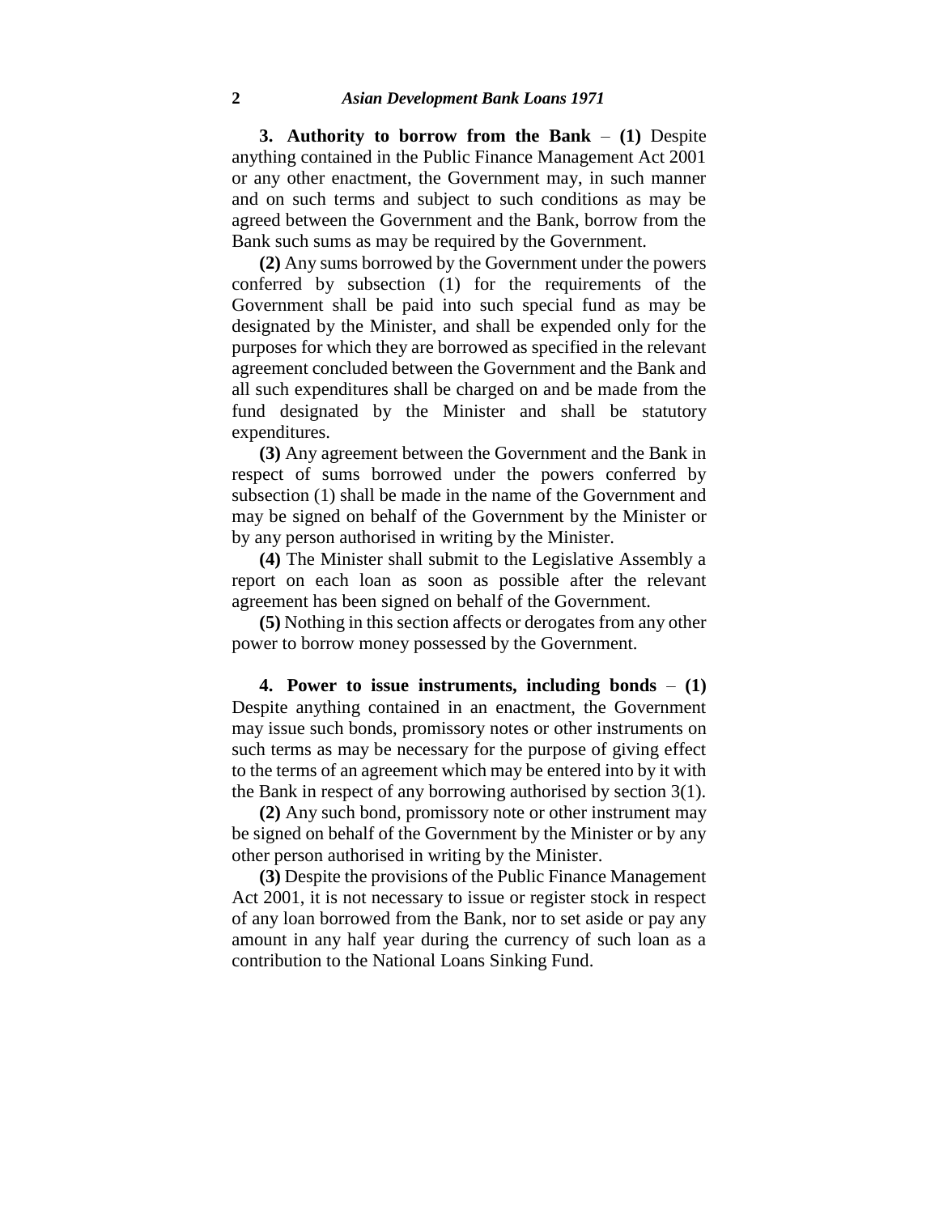**3. Authority to borrow from the Bank** – **(1)** Despite anything contained in the Public Finance Management Act 2001 or any other enactment, the Government may, in such manner and on such terms and subject to such conditions as may be agreed between the Government and the Bank, borrow from the Bank such sums as may be required by the Government.

**(2)** Any sums borrowed by the Government under the powers conferred by subsection (1) for the requirements of the Government shall be paid into such special fund as may be designated by the Minister, and shall be expended only for the purposes for which they are borrowed as specified in the relevant agreement concluded between the Government and the Bank and all such expenditures shall be charged on and be made from the fund designated by the Minister and shall be statutory expenditures.

**(3)** Any agreement between the Government and the Bank in respect of sums borrowed under the powers conferred by subsection (1) shall be made in the name of the Government and may be signed on behalf of the Government by the Minister or by any person authorised in writing by the Minister.

**(4)** The Minister shall submit to the Legislative Assembly a report on each loan as soon as possible after the relevant agreement has been signed on behalf of the Government.

**(5)** Nothing in this section affects or derogates from any other power to borrow money possessed by the Government.

**4. Power to issue instruments, including bonds** – **(1)** Despite anything contained in an enactment, the Government may issue such bonds, promissory notes or other instruments on such terms as may be necessary for the purpose of giving effect to the terms of an agreement which may be entered into by it with the Bank in respect of any borrowing authorised by section 3(1).

**(2)** Any such bond, promissory note or other instrument may be signed on behalf of the Government by the Minister or by any other person authorised in writing by the Minister.

**(3)** Despite the provisions of the Public Finance Management Act 2001, it is not necessary to issue or register stock in respect of any loan borrowed from the Bank, nor to set aside or pay any amount in any half year during the currency of such loan as a contribution to the National Loans Sinking Fund.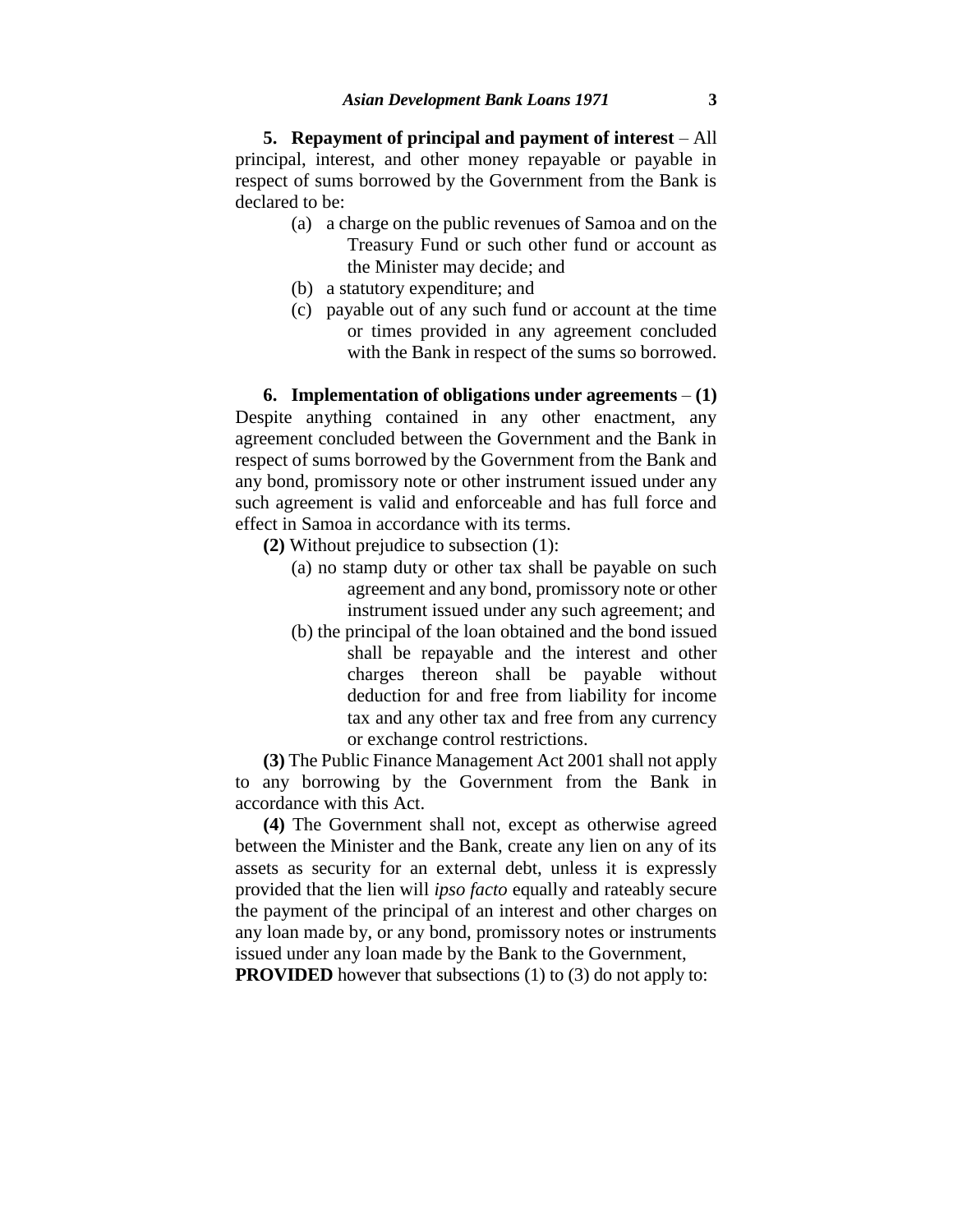**5. Repayment of principal and payment of interest** – All principal, interest, and other money repayable or payable in respect of sums borrowed by the Government from the Bank is declared to be:

(a) a charge on the public revenues of Samoa and on the Treasury Fund or such other fund or account as the Minister may decide; and

(b) a statutory expenditure; and

(c) payable out of any such fund or account at the time or times provided in any agreement concluded with the Bank in respect of the sums so borrowed.

**6. Implementation of obligations under agreements** – **(1)** Despite anything contained in any other enactment, any agreement concluded between the Government and the Bank in respect of sums borrowed by the Government from the Bank and any bond, promissory note or other instrument issued under any such agreement is valid and enforceable and has full force and effect in Samoa in accordance with its terms.

**(2)** Without prejudice to subsection (1):

(a) no stamp duty or other tax shall be payable on such agreement and any bond, promissory note or other instrument issued under any such agreement; and

(b) the principal of the loan obtained and the bond issued shall be repayable and the interest and other charges thereon shall be payable without deduction for and free from liability for income tax and any other tax and free from any currency or exchange control restrictions.

**(3)** The Public Finance Management Act 2001 shall not apply to any borrowing by the Government from the Bank in accordance with this Act.

**(4)** The Government shall not, except as otherwise agreed between the Minister and the Bank, create any lien on any of its assets as security for an external debt, unless it is expressly provided that the lien will *ipso facto* equally and rateably secure the payment of the principal of an interest and other charges on any loan made by, or any bond, promissory notes or instruments issued under any loan made by the Bank to the Government,

**PROVIDED** however that subsections (1) to (3) do not apply to: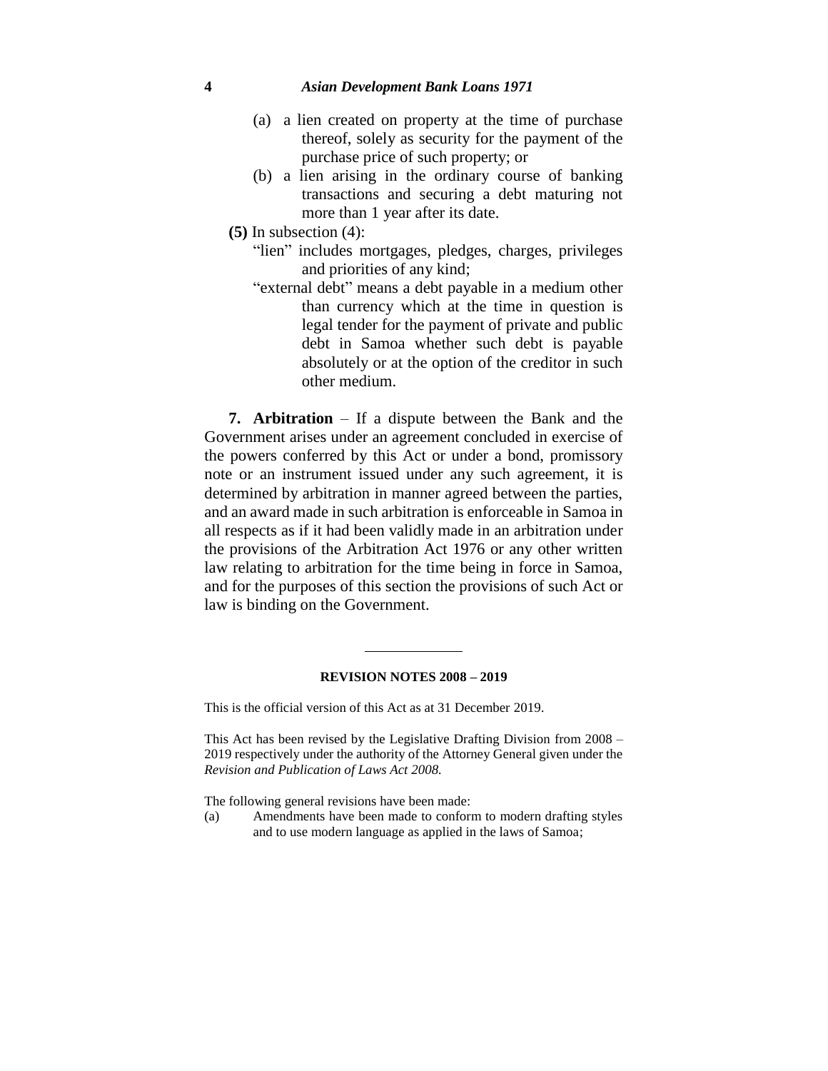(a) a lien created on property at the time of purchase thereof, solely as security for the payment of the purchase price of such property; or

(b) a lien arising in the ordinary course of banking transactions and securing a debt maturing not more than 1 year after its date.

**(5)** In subsection (4):

"lien" includes mortgages, pledges, charges, privileges and priorities of any kind;

"external debt" means a debt payable in a medium other than currency which at the time in question is legal tender for the payment of private and public debt in Samoa whether such debt is payable absolutely or at the option of the creditor in such other medium.

**7. Arbitration** – If a dispute between the Bank and the Government arises under an agreement concluded in exercise of the powers conferred by this Act or under a bond, promissory note or an instrument issued under any such agreement, it is determined by arbitration in manner agreed between the parties, and an award made in such arbitration is enforceable in Samoa in all respects as if it had been validly made in an arbitration under the provisions of the Arbitration Act 1976 or any other written law relating to arbitration for the time being in force in Samoa, and for the purposes of this section the provisions of such Act or law is binding on the Government.

---

**REVISION NOTES 2008 – 2019**

This is the official version of this Act as at 31 December 2019.

This Act has been revised by the Legislative Drafting Division from 2008 – 2019 respectively under the authority of the Attorney General given under the *Revision and Publication of Laws Act 2008.*

The following general revisions have been made:

(a) Amendments have been made to conform to modern drafting styles and to use modern language as applied in the laws of Samoa;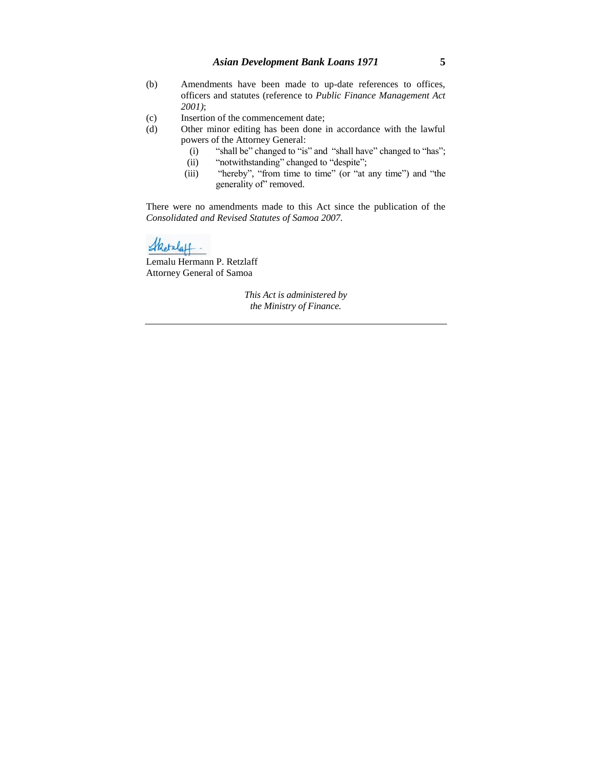(b) Amendments have been made to up-date references to offices, officers and statutes (reference to *Public Finance Management Act 2001)*;

(c) Insertion of the commencement date;

(d) Other minor editing has been done in accordance with the lawful powers of the Attorney General:

  (i) "shall be" changed to "is" and "shall have" changed to "has";

  (ii) "notwithstanding" changed to "despite";

  (iii) "hereby", "from time to time" (or "at any time") and "the generality of" removed.

There were no amendments made to this Act since the publication of the *Consolidated and Revised Statutes of Samoa 2007*.

Lemalu Hermann P. Retzlaff
Attorney General of Samoa

*This Act is administered by the Ministry of Finance.*